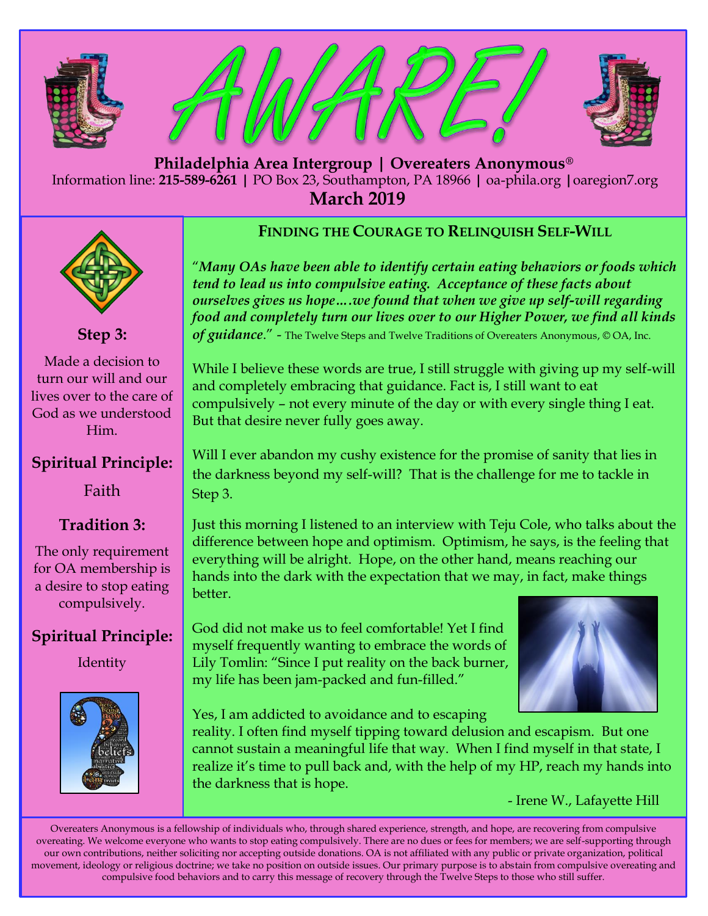# AWARE!

**Philadelphia Area Intergroup | Overeaters Anonymous®**

Information line: **215-589-6261** | PO Box 23, Southampton, PA 18966 | oa-phila.org | oaregion7.org

**March 2019**

**Step 3:**

Made a decision to turn our will and our lives over to the care of God as we understood Him.

**Spiritual Principle:**

Faith

**Tradition 3:**

The only requirement for OA membership is a desire to stop eating compulsively.

**Spiritual Principle:**

Identity

## Finding the Courage to Relinquish Self-Will

"***Many OAs have been able to identify certain eating behaviors or foods which tend to lead us into compulsive eating. Acceptance of these facts about ourselves gives us hope….we found that when we give up self-will regarding food and completely turn our lives over to our Higher Power, we find all kinds of guidance***." - The Twelve Steps and Twelve Traditions of Overeaters Anonymous, © OA, Inc.

While I believe these words are true, I still struggle with giving up my self-will and completely embracing that guidance. Fact is, I still want to eat compulsively – not every minute of the day or with every single thing I eat. But that desire never fully goes away.

Will I ever abandon my cushy existence for the promise of sanity that lies in the darkness beyond my self-will? That is the challenge for me to tackle in Step 3.

Just this morning I listened to an interview with Teju Cole, who talks about the difference between hope and optimism. Optimism, he says, is the feeling that everything will be alright. Hope, on the other hand, means reaching our hands into the dark with the expectation that we may, in fact, make things better.

God did not make us to feel comfortable! Yet I find myself frequently wanting to embrace the words of Lily Tomlin: "Since I put reality on the back burner, my life has been jam-packed and fun-filled."

Yes, I am addicted to avoidance and to escaping reality. I often find myself tipping toward delusion and escapism. But one cannot sustain a meaningful life that way. When I find myself in that state, I realize it's time to pull back and, with the help of my HP, reach my hands into the darkness that is hope.

- Irene W., Lafayette Hill

Overeaters Anonymous is a fellowship of individuals who, through shared experience, strength, and hope, are recovering from compulsive overeating. We welcome everyone who wants to stop eating compulsively. There are no dues or fees for members; we are self-supporting through our own contributions, neither soliciting nor accepting outside donations. OA is not affiliated with any public or private organization, political movement, ideology or religious doctrine; we take no position on outside issues. Our primary purpose is to abstain from compulsive overeating and compulsive food behaviors and to carry this message of recovery through the Twelve Steps to those who still suffer.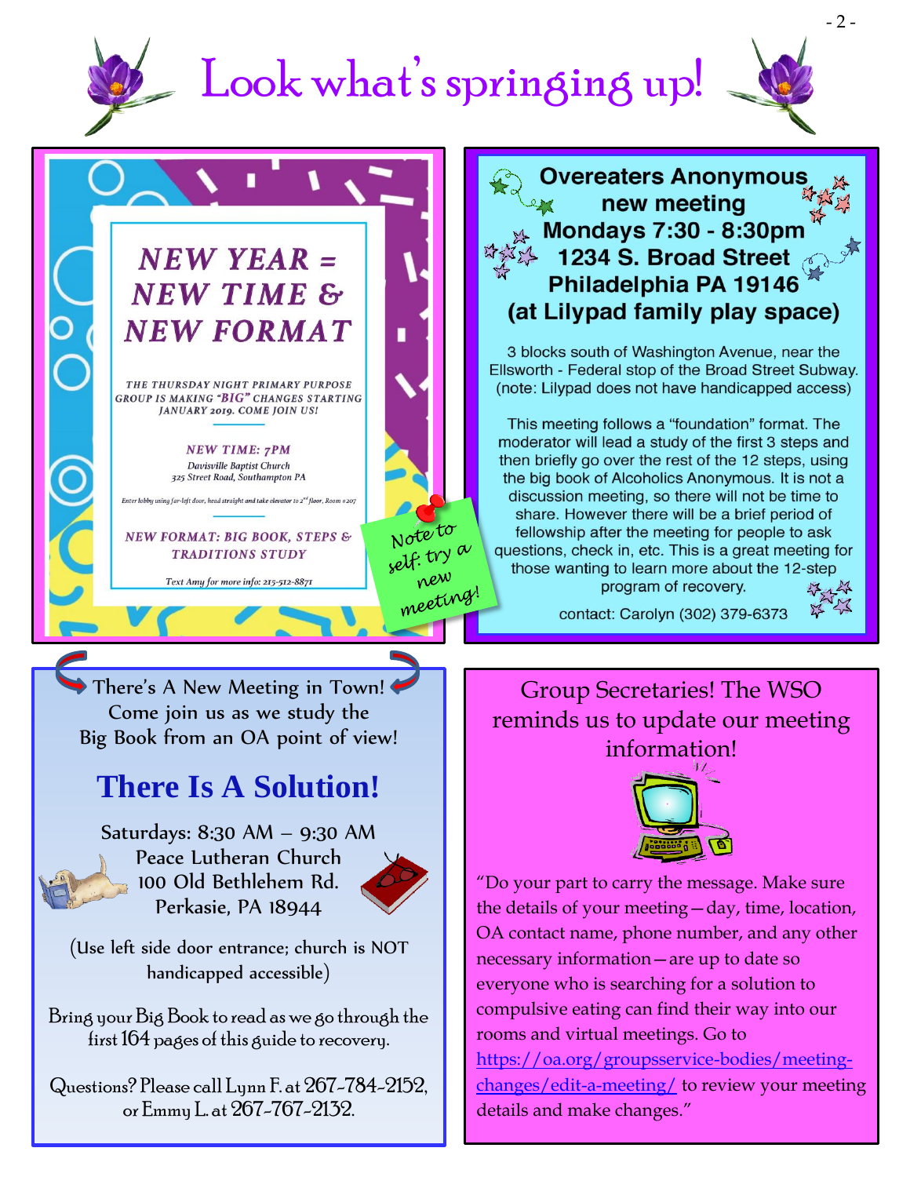# Look what's springing up!

## NEW YEAR = NEW TIME & NEW FORMAT

THE THURSDAY NIGHT PRIMARY PURPOSE GROUP IS MAKING "BIG" CHANGES STARTING JANUARY 2019. COME JOIN US!

NEW TIME: 7PM
Davisville Baptist Church
325 Street Road, Southampton PA

Enter lobby using far-left door, head straight and take elevator to 2nd floor, Room #207

NEW FORMAT: BIG BOOK, STEPS & TRADITIONS STUDY

Text Amy for more info: 215-512-8871

Note to self: try a new meeting!

## Overeaters Anonymous new meeting

**Mondays 7:30 - 8:30pm**
**1234 S. Broad Street**
**Philadelphia PA 19146**
**(at Lilypad family play space)**

3 blocks south of Washington Avenue, near the Ellsworth - Federal stop of the Broad Street Subway. (note: Lilypad does not have handicapped access)

This meeting follows a "foundation" format. The moderator will lead a study of the first 3 steps and then briefly go over the rest of the 12 steps, using the big book of Alcoholics Anonymous. It is not a discussion meeting, so there will not be time to share. However there will be a brief period of fellowship after the meeting for people to ask questions, check in, etc. This is a great meeting for those wanting to learn more about the 12-step program of recovery.

contact: Carolyn (302) 379-6373

There's A New Meeting in Town!
Come join us as we study the Big Book from an OA point of view!

## There Is A Solution!

Saturdays: 8:30 AM – 9:30 AM
Peace Lutheran Church
100 Old Bethlehem Rd.
Perkasie, PA 18944

(Use left side door entrance; church is NOT handicapped accessible)

Bring your Big Book to read as we go through the first 164 pages of this guide to recovery.

Questions? Please call Lynn F. at 267-784-2152, or Emmy L. at 267-767-2132.

## Group Secretaries! The WSO reminds us to update our meeting information!

"Do your part to carry the message. Make sure the details of your meeting—day, time, location, OA contact name, phone number, and any other necessary information—are up to date so everyone who is searching for a solution to compulsive eating can find their way into our rooms and virtual meetings. Go to https://oa.org/groupsservice-bodies/meeting-changes/edit-a-meeting/ to review your meeting details and make changes."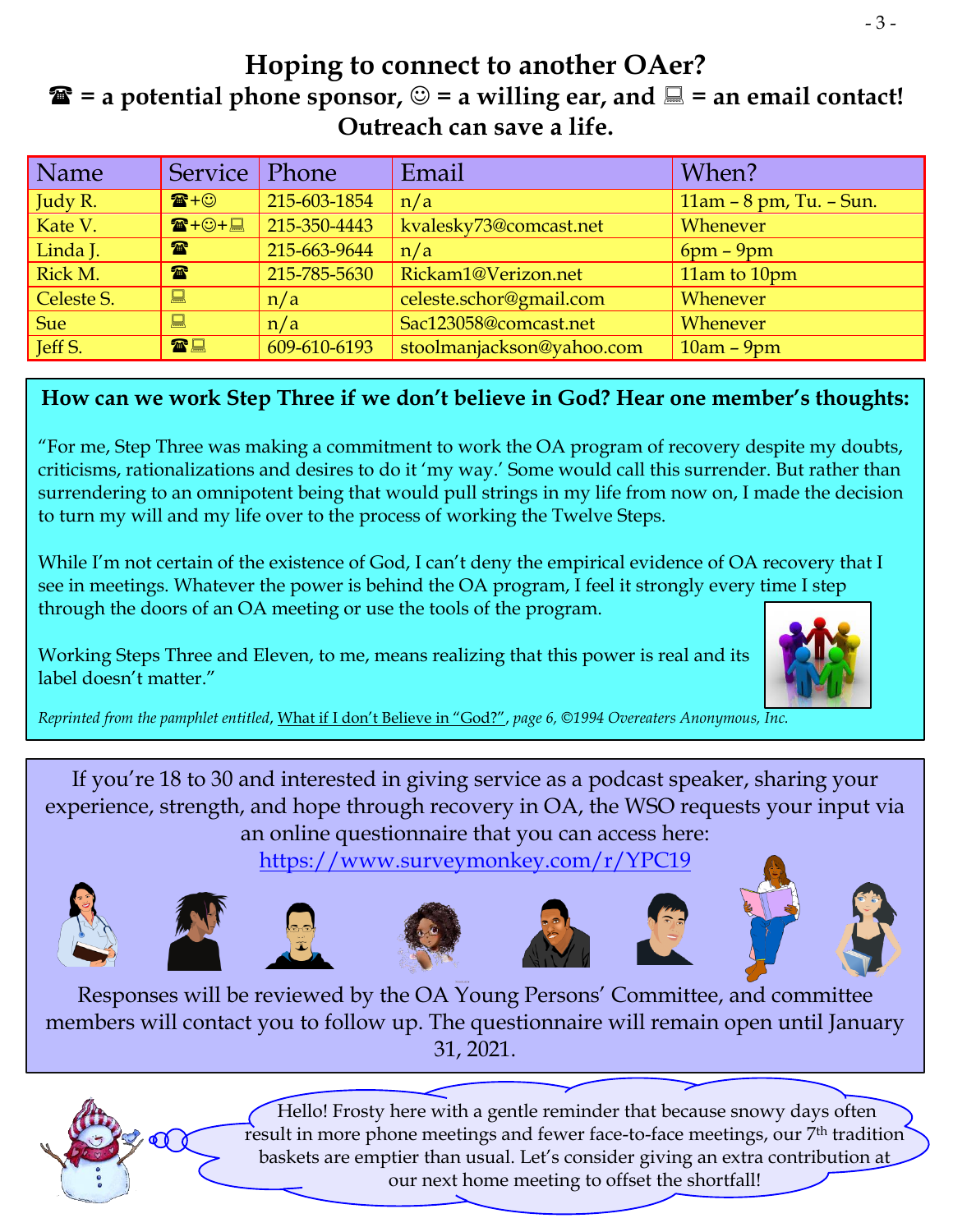# Hoping to connect to another OAer?

## ☎ = a potential phone sponsor, ☺ = a willing ear, and 💻 = an email contact! Outreach can save a life.

| Name | Service | Phone | Email | When? |
|---|---|---|---|---|
| Judy R. | ☎+☺ | 215-603-1854 | n/a | 11am – 8 pm, Tu. – Sun. |
| Kate V. | ☎+☺+💻 | 215-350-4443 | kvalesky73@comcast.net | Whenever |
| Linda J. | ☎ | 215-663-9644 | n/a | 6pm – 9pm |
| Rick M. | ☎ | 215-785-5630 | Rickam1@Verizon.net | 11am to 10pm |
| Celeste S. | 💻 | n/a | celeste.schor@gmail.com | Whenever |
| Sue | 💻 | n/a | Sac123058@comcast.net | Whenever |
| Jeff S. | ☎💻 | 609-610-6193 | stoolmanjackson@yahoo.com | 10am – 9pm |

**How can we work Step Three if we don't believe in God? Hear one member's thoughts:**

"For me, Step Three was making a commitment to work the OA program of recovery despite my doubts, criticisms, rationalizations and desires to do it 'my way.' Some would call this surrender. But rather than surrendering to an omnipotent being that would pull strings in my life from now on, I made the decision to turn my will and my life over to the process of working the Twelve Steps.

While I'm not certain of the existence of God, I can't deny the empirical evidence of OA recovery that I see in meetings. Whatever the power is behind the OA program, I feel it strongly every time I step through the doors of an OA meeting or use the tools of the program.

Working Steps Three and Eleven, to me, means realizing that this power is real and its label doesn't matter."

*Reprinted from the pamphlet entitled,* What if I don't Believe in "God?"*, page 6, ©1994 Overeaters Anonymous, Inc.*

If you're 18 to 30 and interested in giving service as a podcast speaker, sharing your experience, strength, and hope through recovery in OA, the WSO requests your input via an online questionnaire that you can access here: https://www.surveymonkey.com/r/YPC19

Responses will be reviewed by the OA Young Persons' Committee, and committee members will contact you to follow up. The questionnaire will remain open until January 31, 2021.

Hello! Frosty here with a gentle reminder that because snowy days often result in more phone meetings and fewer face-to-face meetings, our 7th tradition baskets are emptier than usual. Let's consider giving an extra contribution at our next home meeting to offset the shortfall!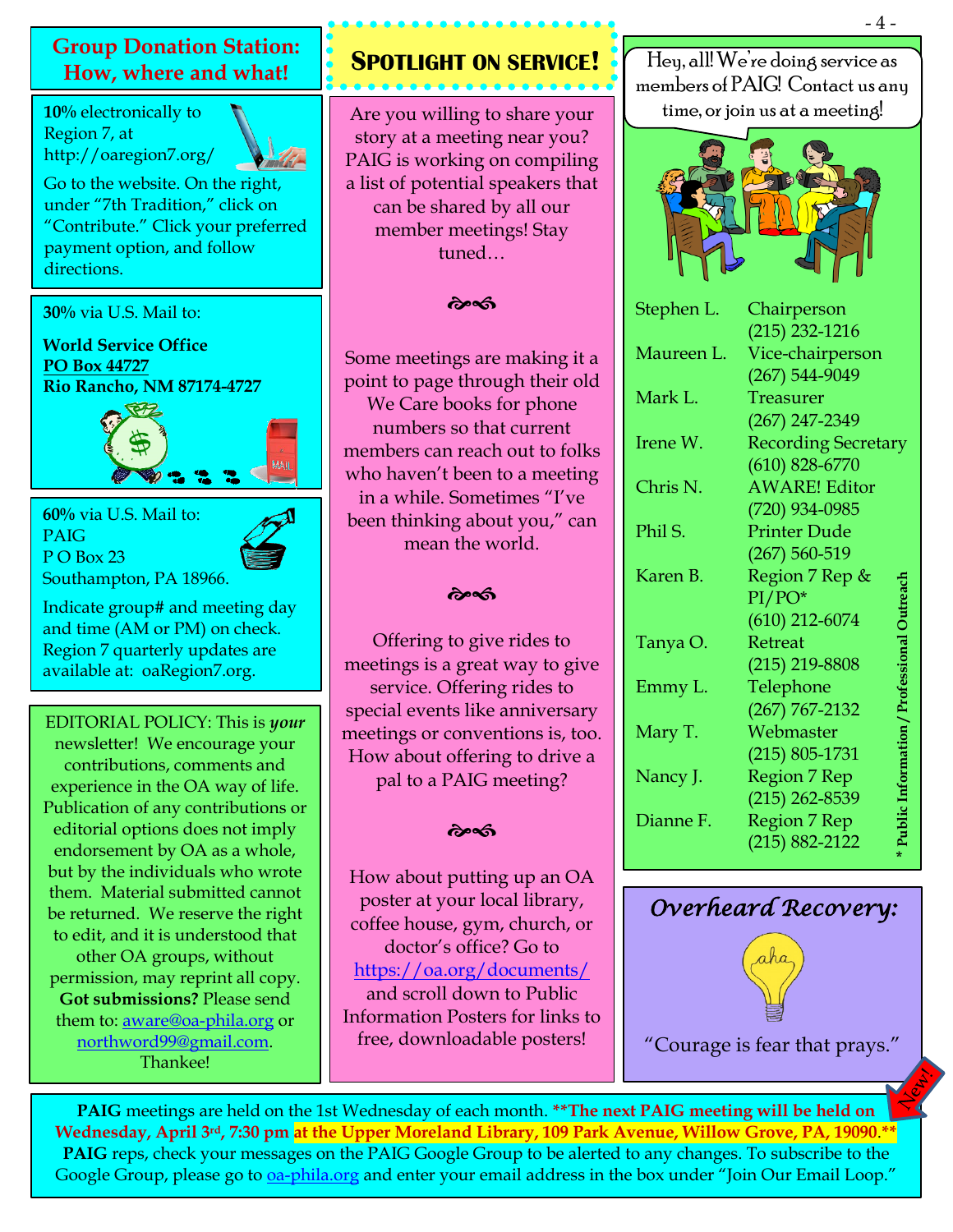## Group Donation Station: How, where and what!

**10%** electronically to Region 7, at http://oaregion7.org/

Go to the website. On the right, under “7th Tradition,” click on “Contribute.” Click your preferred payment option, and follow directions.

**30%** via U.S. Mail to:

**World Service Office**
**PO Box 44727**
**Rio Rancho, NM 87174-4727**

**60%** via U.S. Mail to:
PAIG
P O Box 23
Southampton, PA 18966.

Indicate group# and meeting day and time (AM or PM) on check. Region 7 quarterly updates are available at: oaRegion7.org.

EDITORIAL POLICY: This is ***your*** newsletter! We encourage your contributions, comments and experience in the OA way of life. Publication of any contributions or editorial options does not imply endorsement by OA as a whole, but by the individuals who wrote them. Material submitted cannot be returned. We reserve the right to edit, and it is understood that other OA groups, without permission, may reprint all copy. **Got submissions?** Please send them to: aware@oa-phila.org or northword99@gmail.com. Thankee!

## Spotlight on service!

Are you willing to share your story at a meeting near you? PAIG is working on compiling a list of potential speakers that can be shared by all our member meetings! Stay tuned…

Some meetings are making it a point to page through their old We Care books for phone numbers so that current members can reach out to folks who haven’t been to a meeting in a while. Sometimes “I’ve been thinking about you,” can mean the world.

Offering to give rides to meetings is a great way to give service. Offering rides to special events like anniversary meetings or conventions is, too. How about offering to drive a pal to a PAIG meeting?

How about putting up an OA poster at your local library, coffee house, gym, church, or doctor’s office? Go to https://oa.org/documents/ and scroll down to Public Information Posters for links to free, downloadable posters!

Hey, all! We’re doing service as members of PAIG! Contact us any time, or join us at a meeting!

| | |
|---|---|
| Stephen L. | Chairperson (215) 232-1216 |
| Maureen L. | Vice-chairperson (267) 544-9049 |
| Mark L. | Treasurer (267) 247-2349 |
| Irene W. | Recording Secretary (610) 828-6770 |
| Chris N. | AWARE! Editor (720) 934-0985 |
| Phil S. | Printer Dude (267) 560-519 |
| Karen B. | Region 7 Rep & PI/PO* (610) 212-6074 |
| Tanya O. | Retreat (215) 219-8808 |
| Emmy L. | Telephone (267) 767-2132 |
| Mary T. | Webmaster (215) 805-1731 |
| Nancy J. | Region 7 Rep (215) 262-8539 |
| Dianne F. | Region 7 Rep (215) 882-2122 |

\* Public Information / Professional Outreach

## *Overheard Recovery:*

aha

“Courage is fear that prays.”

**PAIG** meetings are held on the 1st Wednesday of each month. **\*\*The next PAIG meeting will be held on Wednesday, April 3rd, 7:30 pm at the Upper Moreland Library, 109 Park Avenue, Willow Grove, PA, 19090.\*\*** New!
**PAIG** reps, check your messages on the PAIG Google Group to be alerted to any changes. To subscribe to the Google Group, please go to oa-phila.org and enter your email address in the box under “Join Our Email Loop.”